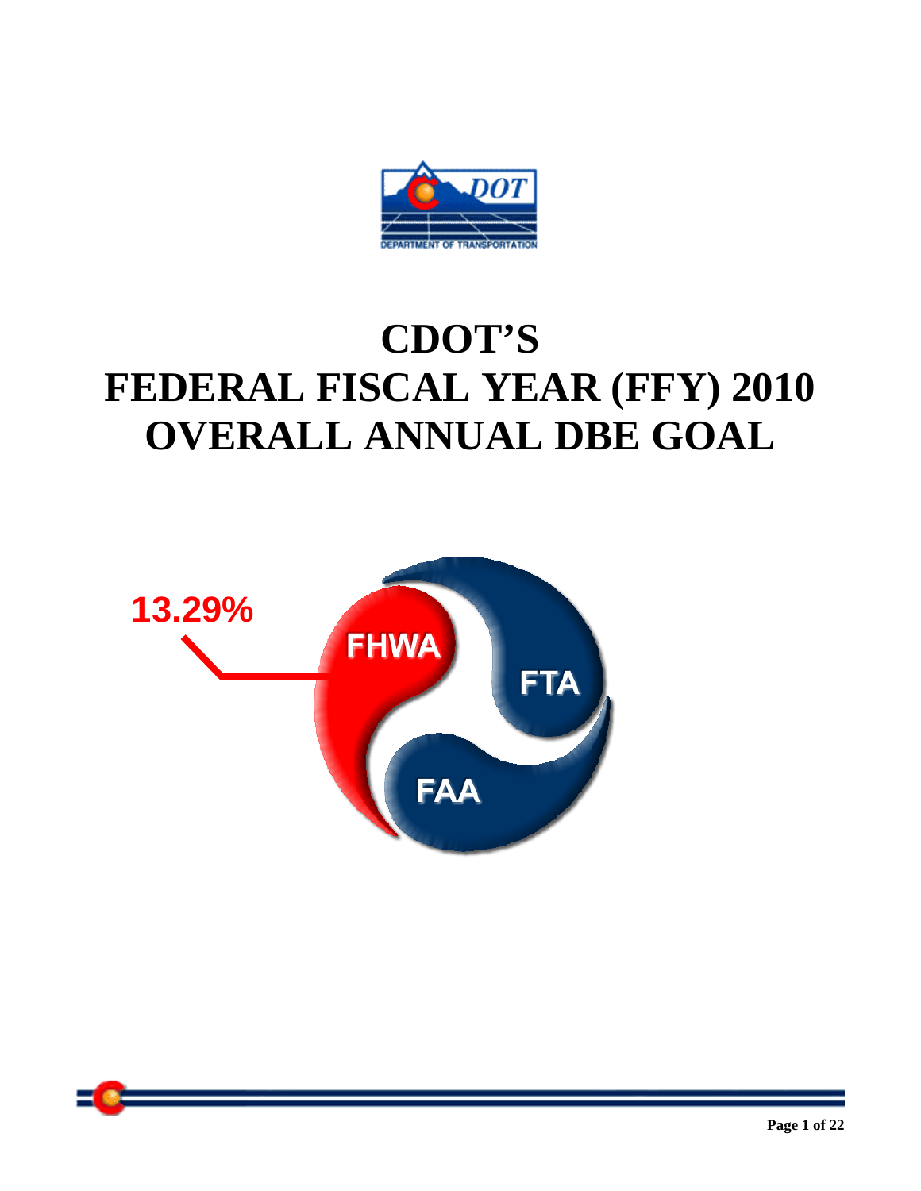# CDOT'S FEDERAL FISCAL YEAR (FFY) 2010 OVERALL ANNUAL DBE GOAL

13.29%

FHWA

FTA

FAA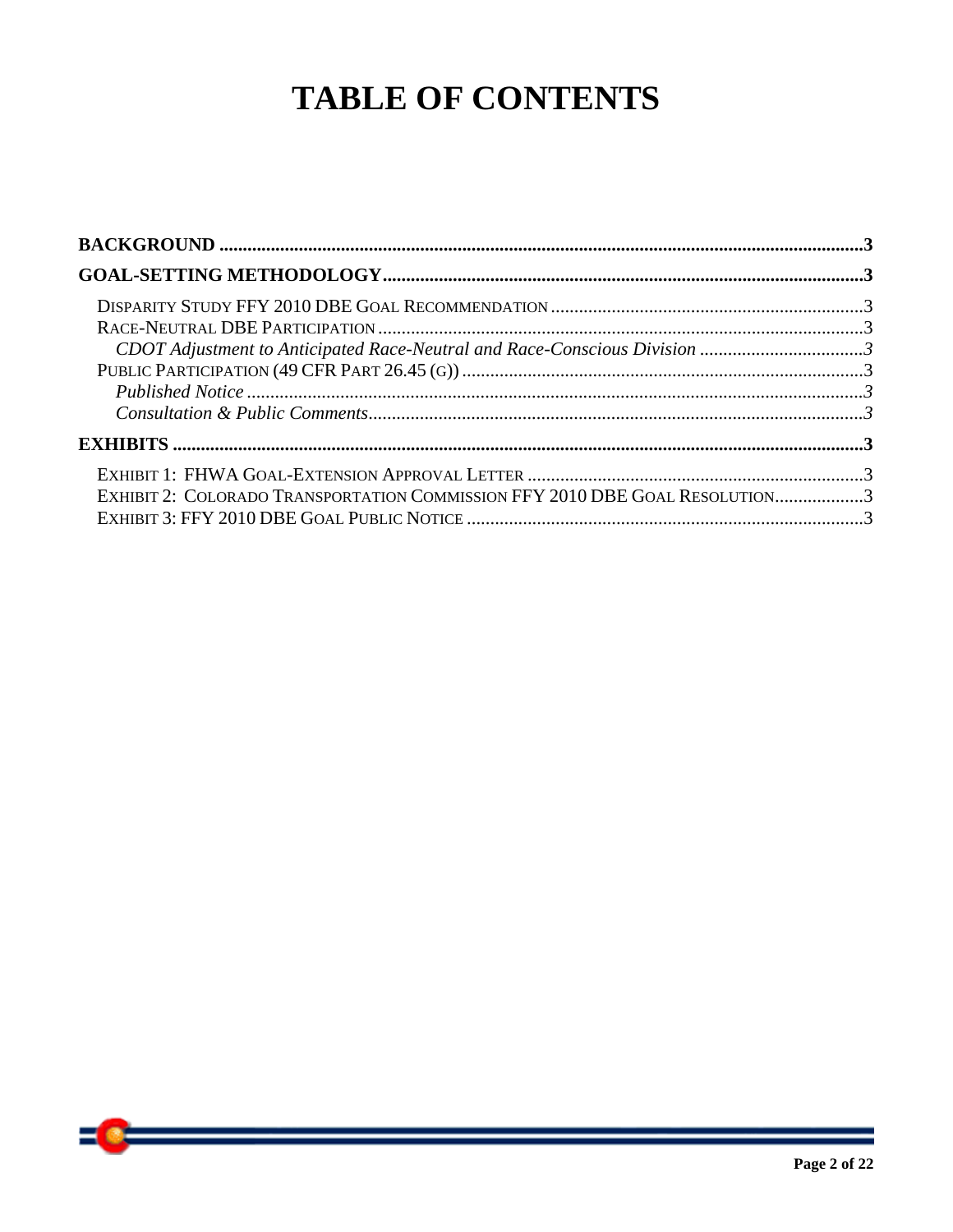# TABLE OF CONTENTS

**BACKGROUND** .......... 3

**GOAL-SETTING METHODOLOGY** .......... 3

- DISPARITY STUDY FFY 2010 DBE GOAL RECOMMENDATION .......... 3
- RACE-NEUTRAL DBE PARTICIPATION .......... 3
  - *CDOT Adjustment to Anticipated Race-Neutral and Race-Conscious Division* .......... 3
- PUBLIC PARTICIPATION (49 CFR PART 26.45 (G)) .......... 3
  - *Published Notice* .......... 3
  - *Consultation & Public Comments* .......... 3

**EXHIBITS** .......... 3

- EXHIBIT 1: FHWA GOAL-EXTENSION APPROVAL LETTER .......... 3
- EXHIBIT 2: COLORADO TRANSPORTATION COMMISSION FFY 2010 DBE GOAL RESOLUTION .......... 3
- EXHIBIT 3: FFY 2010 DBE GOAL PUBLIC NOTICE .......... 3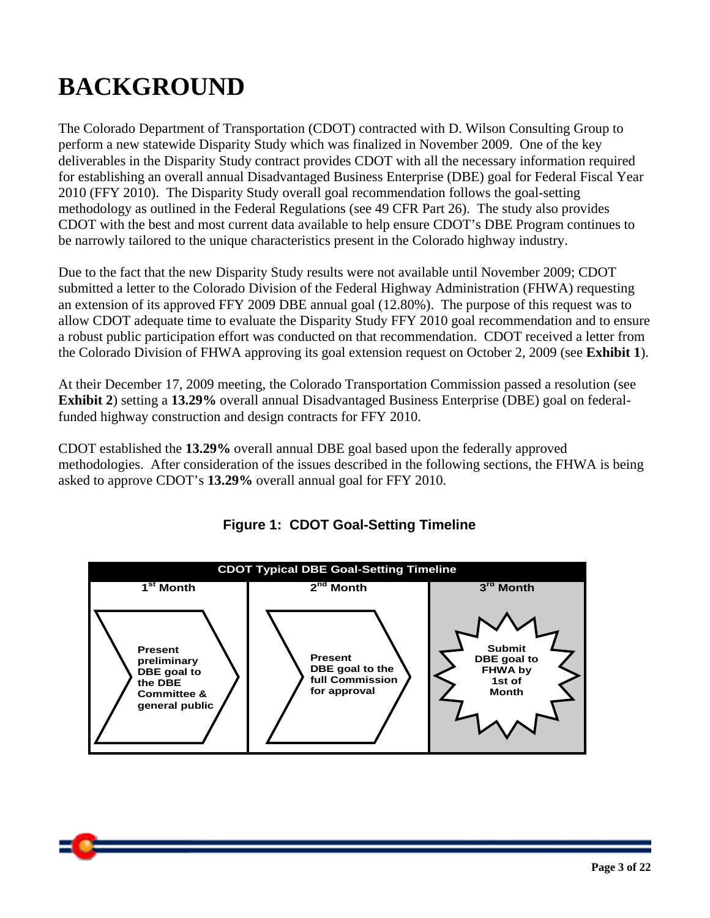# BACKGROUND

The Colorado Department of Transportation (CDOT) contracted with D. Wilson Consulting Group to perform a new statewide Disparity Study which was finalized in November 2009. One of the key deliverables in the Disparity Study contract provides CDOT with all the necessary information required for establishing an overall annual Disadvantaged Business Enterprise (DBE) goal for Federal Fiscal Year 2010 (FFY 2010). The Disparity Study overall goal recommendation follows the goal-setting methodology as outlined in the Federal Regulations (see 49 CFR Part 26). The study also provides CDOT with the best and most current data available to help ensure CDOT's DBE Program continues to be narrowly tailored to the unique characteristics present in the Colorado highway industry.

Due to the fact that the new Disparity Study results were not available until November 2009; CDOT submitted a letter to the Colorado Division of the Federal Highway Administration (FHWA) requesting an extension of its approved FFY 2009 DBE annual goal (12.80%). The purpose of this request was to allow CDOT adequate time to evaluate the Disparity Study FFY 2010 goal recommendation and to ensure a robust public participation effort was conducted on that recommendation. CDOT received a letter from the Colorado Division of FHWA approving its goal extension request on October 2, 2009 (see **Exhibit 1**).

At their December 17, 2009 meeting, the Colorado Transportation Commission passed a resolution (see **Exhibit 2**) setting a **13.29%** overall annual Disadvantaged Business Enterprise (DBE) goal on federal-funded highway construction and design contracts for FFY 2010.

CDOT established the **13.29%** overall annual DBE goal based upon the federally approved methodologies. After consideration of the issues described in the following sections, the FHWA is being asked to approve CDOT's **13.29%** overall annual goal for FFY 2010.

**Figure 1: CDOT Goal-Setting Timeline**

| CDOT Typical DBE Goal-Setting Timeline | | |
|---|---|---|
| 1st Month | 2nd Month | 3rd Month |
| Present preliminary DBE goal to the DBE Committee & general public | Present DBE goal to the full Commission for approval | Submit DBE goal to FHWA by 1st of Month |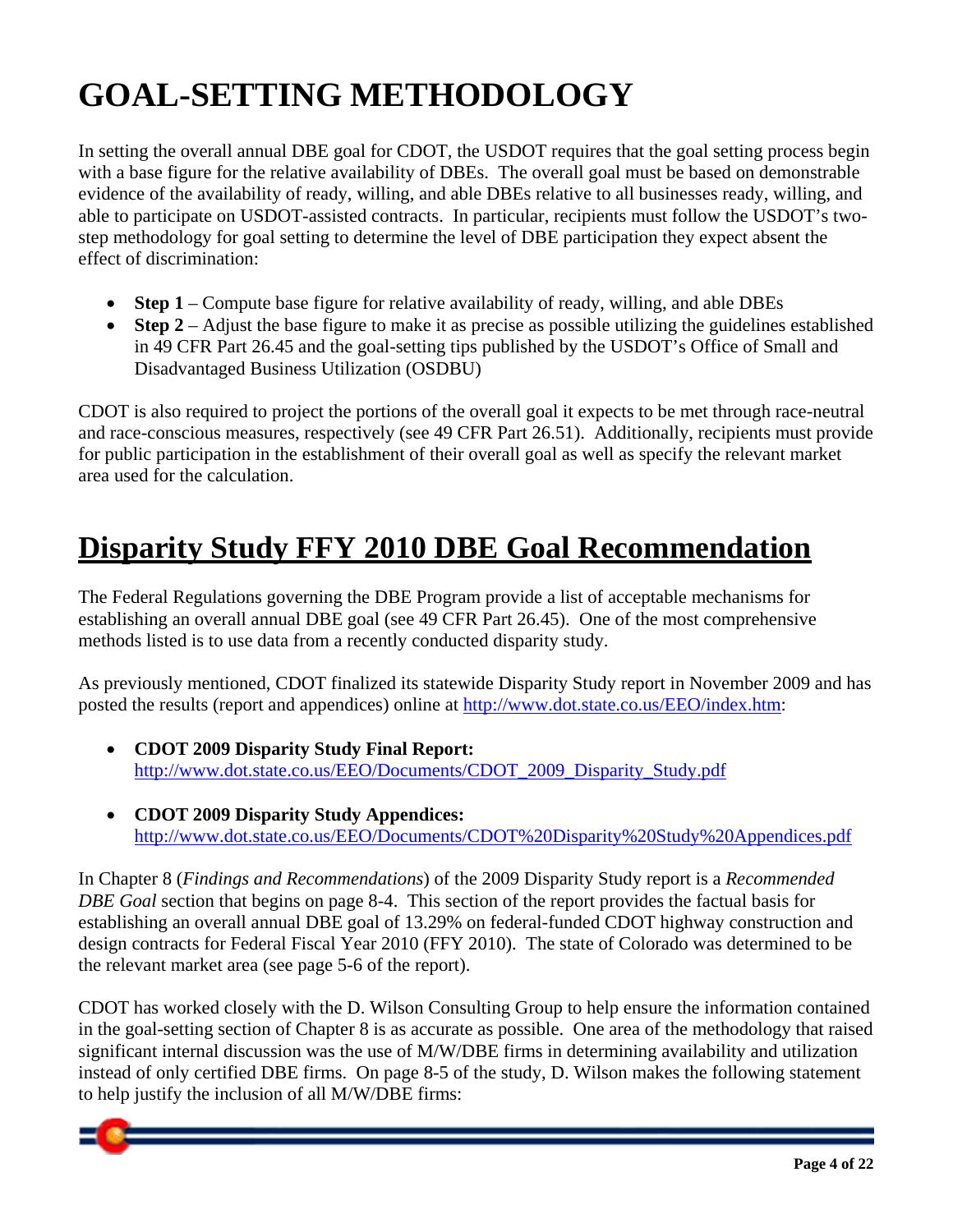# GOAL-SETTING METHODOLOGY

In setting the overall annual DBE goal for CDOT, the USDOT requires that the goal setting process begin with a base figure for the relative availability of DBEs. The overall goal must be based on demonstrable evidence of the availability of ready, willing, and able DBEs relative to all businesses ready, willing, and able to participate on USDOT-assisted contracts. In particular, recipients must follow the USDOT's two-step methodology for goal setting to determine the level of DBE participation they expect absent the effect of discrimination:

- **Step 1** – Compute base figure for relative availability of ready, willing, and able DBEs
- **Step 2** – Adjust the base figure to make it as precise as possible utilizing the guidelines established in 49 CFR Part 26.45 and the goal-setting tips published by the USDOT's Office of Small and Disadvantaged Business Utilization (OSDBU)

CDOT is also required to project the portions of the overall goal it expects to be met through race-neutral and race-conscious measures, respectively (see 49 CFR Part 26.51). Additionally, recipients must provide for public participation in the establishment of their overall goal as well as specify the relevant market area used for the calculation.

## Disparity Study FFY 2010 DBE Goal Recommendation

The Federal Regulations governing the DBE Program provide a list of acceptable mechanisms for establishing an overall annual DBE goal (see 49 CFR Part 26.45). One of the most comprehensive methods listed is to use data from a recently conducted disparity study.

As previously mentioned, CDOT finalized its statewide Disparity Study report in November 2009 and has posted the results (report and appendices) online at http://www.dot.state.co.us/EEO/index.htm:

- **CDOT 2009 Disparity Study Final Report:** http://www.dot.state.co.us/EEO/Documents/CDOT_2009_Disparity_Study.pdf

- **CDOT 2009 Disparity Study Appendices:** http://www.dot.state.co.us/EEO/Documents/CDOT%20Disparity%20Study%20Appendices.pdf

In Chapter 8 (*Findings and Recommendations*) of the 2009 Disparity Study report is a *Recommended DBE Goal* section that begins on page 8-4. This section of the report provides the factual basis for establishing an overall annual DBE goal of 13.29% on federal-funded CDOT highway construction and design contracts for Federal Fiscal Year 2010 (FFY 2010). The state of Colorado was determined to be the relevant market area (see page 5-6 of the report).

CDOT has worked closely with the D. Wilson Consulting Group to help ensure the information contained in the goal-setting section of Chapter 8 is as accurate as possible. One area of the methodology that raised significant internal discussion was the use of M/W/DBE firms in determining availability and utilization instead of only certified DBE firms. On page 8-5 of the study, D. Wilson makes the following statement to help justify the inclusion of all M/W/DBE firms: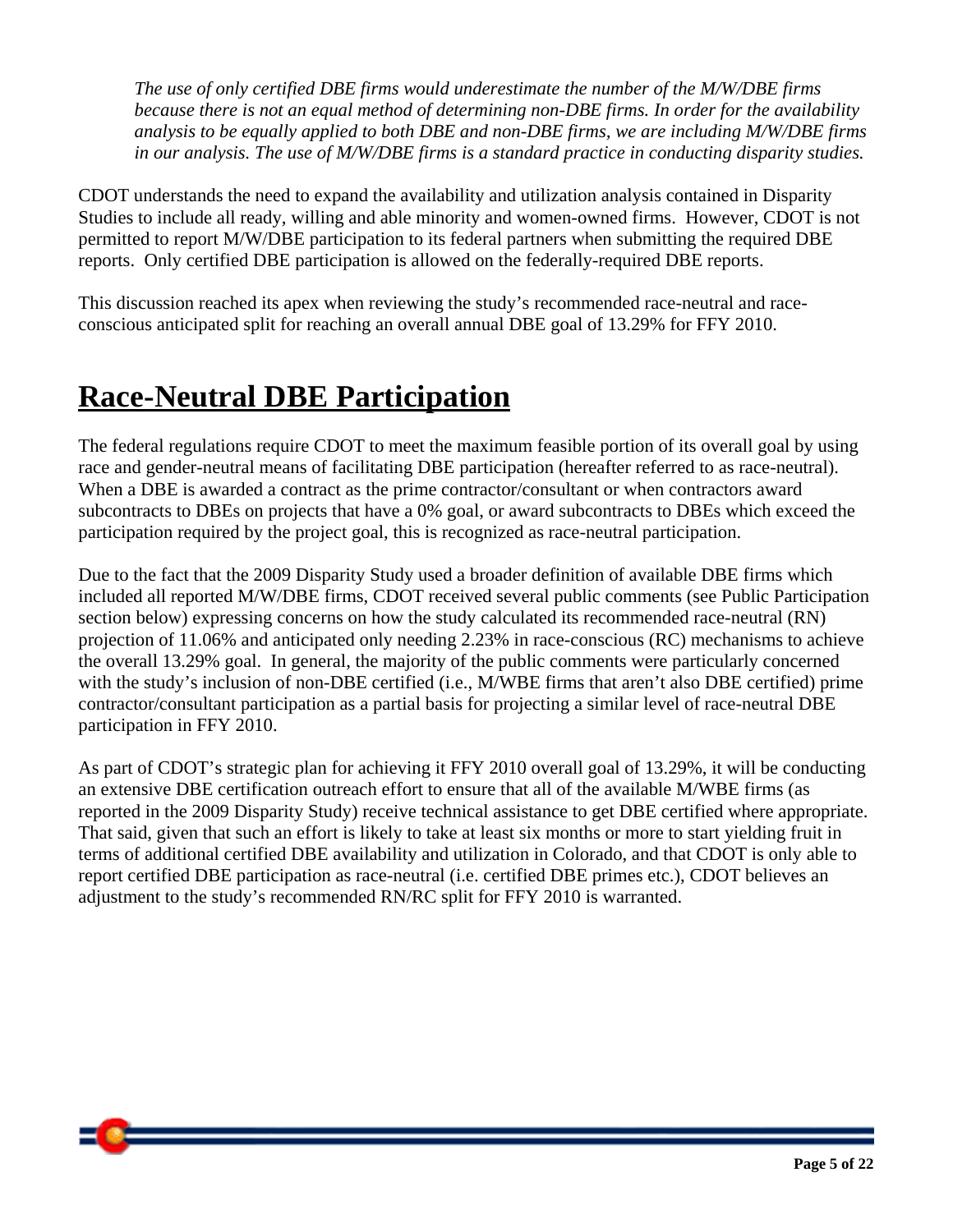> *The use of only certified DBE firms would underestimate the number of the M/W/DBE firms because there is not an equal method of determining non-DBE firms. In order for the availability analysis to be equally applied to both DBE and non-DBE firms, we are including M/W/DBE firms in our analysis. The use of M/W/DBE firms is a standard practice in conducting disparity studies.*

CDOT understands the need to expand the availability and utilization analysis contained in Disparity Studies to include all ready, willing and able minority and women-owned firms. However, CDOT is not permitted to report M/W/DBE participation to its federal partners when submitting the required DBE reports. Only certified DBE participation is allowed on the federally-required DBE reports.

This discussion reached its apex when reviewing the study's recommended race-neutral and race-conscious anticipated split for reaching an overall annual DBE goal of 13.29% for FFY 2010.

# Race-Neutral DBE Participation

The federal regulations require CDOT to meet the maximum feasible portion of its overall goal by using race and gender-neutral means of facilitating DBE participation (hereafter referred to as race-neutral). When a DBE is awarded a contract as the prime contractor/consultant or when contractors award subcontracts to DBEs on projects that have a 0% goal, or award subcontracts to DBEs which exceed the participation required by the project goal, this is recognized as race-neutral participation.

Due to the fact that the 2009 Disparity Study used a broader definition of available DBE firms which included all reported M/W/DBE firms, CDOT received several public comments (see Public Participation section below) expressing concerns on how the study calculated its recommended race-neutral (RN) projection of 11.06% and anticipated only needing 2.23% in race-conscious (RC) mechanisms to achieve the overall 13.29% goal. In general, the majority of the public comments were particularly concerned with the study's inclusion of non-DBE certified (i.e., M/WBE firms that aren't also DBE certified) prime contractor/consultant participation as a partial basis for projecting a similar level of race-neutral DBE participation in FFY 2010.

As part of CDOT's strategic plan for achieving it FFY 2010 overall goal of 13.29%, it will be conducting an extensive DBE certification outreach effort to ensure that all of the available M/WBE firms (as reported in the 2009 Disparity Study) receive technical assistance to get DBE certified where appropriate. That said, given that such an effort is likely to take at least six months or more to start yielding fruit in terms of additional certified DBE availability and utilization in Colorado, and that CDOT is only able to report certified DBE participation as race-neutral (i.e. certified DBE primes etc.), CDOT believes an adjustment to the study's recommended RN/RC split for FFY 2010 is warranted.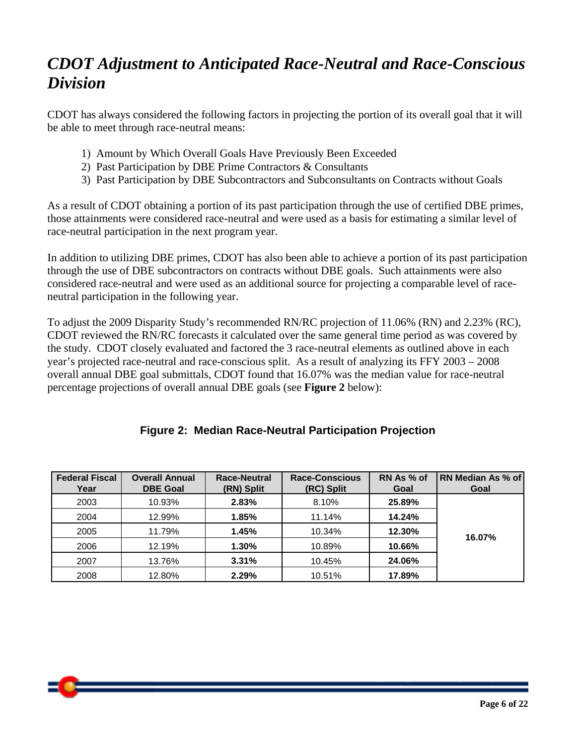## *CDOT Adjustment to Anticipated Race-Neutral and Race-Conscious Division*

CDOT has always considered the following factors in projecting the portion of its overall goal that it will be able to meet through race-neutral means:

1) Amount by Which Overall Goals Have Previously Been Exceeded
2) Past Participation by DBE Prime Contractors & Consultants
3) Past Participation by DBE Subcontractors and Subconsultants on Contracts without Goals

As a result of CDOT obtaining a portion of its past participation through the use of certified DBE primes, those attainments were considered race-neutral and were used as a basis for estimating a similar level of race-neutral participation in the next program year.

In addition to utilizing DBE primes, CDOT has also been able to achieve a portion of its past participation through the use of DBE subcontractors on contracts without DBE goals. Such attainments were also considered race-neutral and were used as an additional source for projecting a comparable level of race-neutral participation in the following year.

To adjust the 2009 Disparity Study's recommended RN/RC projection of 11.06% (RN) and 2.23% (RC), CDOT reviewed the RN/RC forecasts it calculated over the same general time period as was covered by the study. CDOT closely evaluated and factored the 3 race-neutral elements as outlined above in each year's projected race-neutral and race-conscious split. As a result of analyzing its FFY 2003 – 2008 overall annual DBE goal submittals, CDOT found that 16.07% was the median value for race-neutral percentage projections of overall annual DBE goals (see **Figure 2** below):

**Figure 2: Median Race-Neutral Participation Projection**

| Federal Fiscal Year | Overall Annual DBE Goal | Race-Neutral (RN) Split | Race-Conscious (RC) Split | RN As % of Goal | RN Median As % of Goal |
|---|---|---|---|---|---|
| 2003 | 10.93% | **2.83%** | 8.10% | **25.89%** | **16.07%** |
| 2004 | 12.99% | **1.85%** | 11.14% | **14.24%** | |
| 2005 | 11.79% | **1.45%** | 10.34% | **12.30%** | |
| 2006 | 12.19% | **1.30%** | 10.89% | **10.66%** | |
| 2007 | 13.76% | **3.31%** | 10.45% | **24.06%** | |
| 2008 | 12.80% | **2.29%** | 10.51% | **17.89%** | |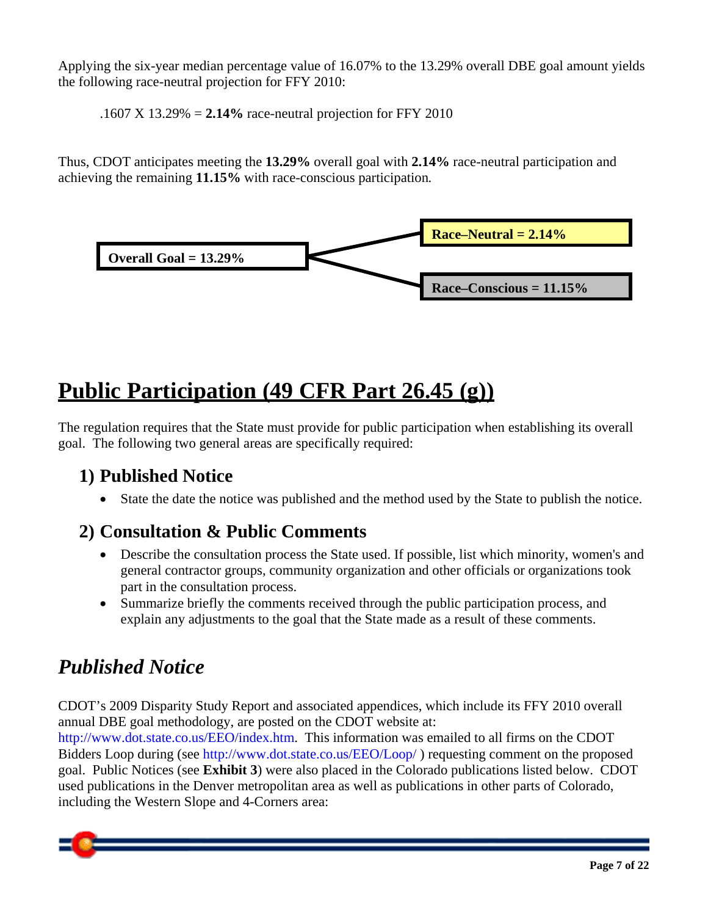Applying the six-year median percentage value of 16.07% to the 13.29% overall DBE goal amount yields the following race-neutral projection for FFY 2010:

.1607 X 13.29% = **2.14%** race-neutral projection for FFY 2010

Thus, CDOT anticipates meeting the **13.29%** overall goal with **2.14%** race-neutral participation and achieving the remaining **11.15%** with race-conscious participation.

**Overall Goal = 13.29%**

- **Race–Neutral = 2.14%**
- **Race–Conscious = 11.15%**

# Public Participation (49 CFR Part 26.45 (g))

The regulation requires that the State must provide for public participation when establishing its overall goal. The following two general areas are specifically required:

## 1) Published Notice

- State the date the notice was published and the method used by the State to publish the notice.

## 2) Consultation & Public Comments

- Describe the consultation process the State used. If possible, list which minority, women's and general contractor groups, community organization and other officials or organizations took part in the consultation process.
- Summarize briefly the comments received through the public participation process, and explain any adjustments to the goal that the State made as a result of these comments.

## *Published Notice*

CDOT's 2009 Disparity Study Report and associated appendices, which include its FFY 2010 overall annual DBE goal methodology, are posted on the CDOT website at: http://www.dot.state.co.us/EEO/index.htm. This information was emailed to all firms on the CDOT Bidders Loop during (see http://www.dot.state.co.us/EEO/Loop/ ) requesting comment on the proposed goal. Public Notices (see **Exhibit 3**) were also placed in the Colorado publications listed below. CDOT used publications in the Denver metropolitan area as well as publications in other parts of Colorado, including the Western Slope and 4-Corners area: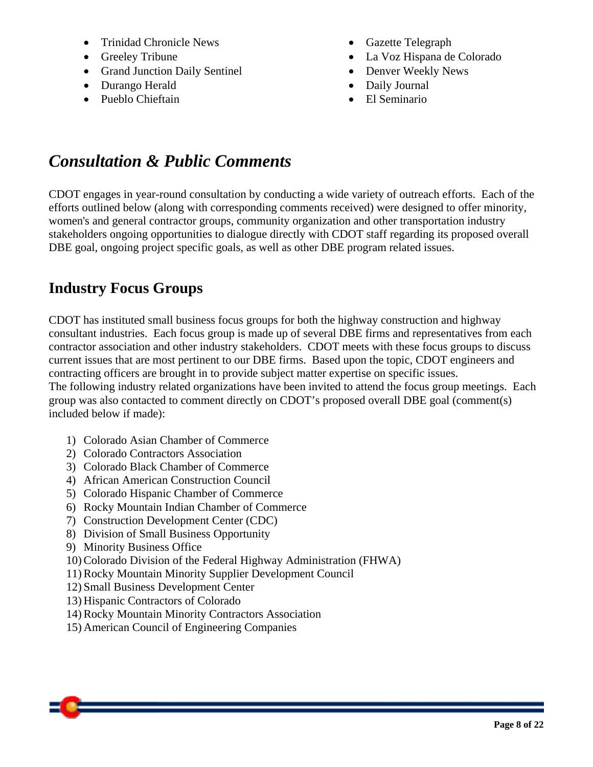- Trinidad Chronicle News
- Greeley Tribune
- Grand Junction Daily Sentinel
- Durango Herald
- Pueblo Chieftain
- Gazette Telegraph
- La Voz Hispana de Colorado
- Denver Weekly News
- Daily Journal
- El Seminario

# *Consultation & Public Comments*

CDOT engages in year-round consultation by conducting a wide variety of outreach efforts. Each of the efforts outlined below (along with corresponding comments received) were designed to offer minority, women's and general contractor groups, community organization and other transportation industry stakeholders ongoing opportunities to dialogue directly with CDOT staff regarding its proposed overall DBE goal, ongoing project specific goals, as well as other DBE program related issues.

## Industry Focus Groups

CDOT has instituted small business focus groups for both the highway construction and highway consultant industries. Each focus group is made up of several DBE firms and representatives from each contractor association and other industry stakeholders. CDOT meets with these focus groups to discuss current issues that are most pertinent to our DBE firms. Based upon the topic, CDOT engineers and contracting officers are brought in to provide subject matter expertise on specific issues.
The following industry related organizations have been invited to attend the focus group meetings. Each group was also contacted to comment directly on CDOT's proposed overall DBE goal (comment(s) included below if made):

1) Colorado Asian Chamber of Commerce
2) Colorado Contractors Association
3) Colorado Black Chamber of Commerce
4) African American Construction Council
5) Colorado Hispanic Chamber of Commerce
6) Rocky Mountain Indian Chamber of Commerce
7) Construction Development Center (CDC)
8) Division of Small Business Opportunity
9) Minority Business Office
10) Colorado Division of the Federal Highway Administration (FHWA)
11) Rocky Mountain Minority Supplier Development Council
12) Small Business Development Center
13) Hispanic Contractors of Colorado
14) Rocky Mountain Minority Contractors Association
15) American Council of Engineering Companies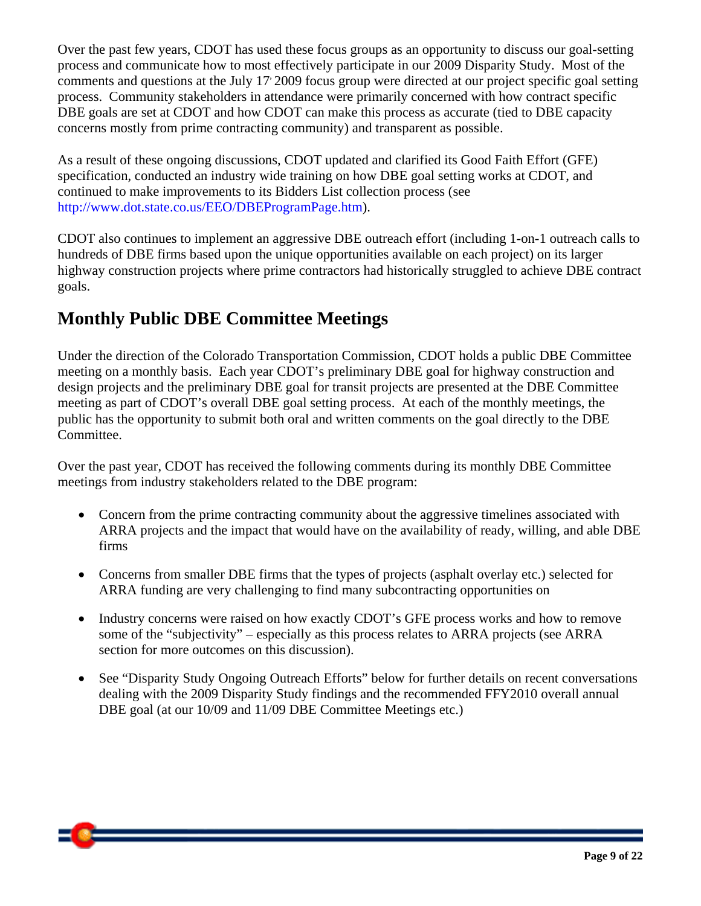Over the past few years, CDOT has used these focus groups as an opportunity to discuss our goal-setting process and communicate how to most effectively participate in our 2009 Disparity Study. Most of the comments and questions at the July 17' 2009 focus group were directed at our project specific goal setting process. Community stakeholders in attendance were primarily concerned with how contract specific DBE goals are set at CDOT and how CDOT can make this process as accurate (tied to DBE capacity concerns mostly from prime contracting community) and transparent as possible.

As a result of these ongoing discussions, CDOT updated and clarified its Good Faith Effort (GFE) specification, conducted an industry wide training on how DBE goal setting works at CDOT, and continued to make improvements to its Bidders List collection process (see http://www.dot.state.co.us/EEO/DBEProgramPage.htm).

CDOT also continues to implement an aggressive DBE outreach effort (including 1-on-1 outreach calls to hundreds of DBE firms based upon the unique opportunities available on each project) on its larger highway construction projects where prime contractors had historically struggled to achieve DBE contract goals.

## Monthly Public DBE Committee Meetings

Under the direction of the Colorado Transportation Commission, CDOT holds a public DBE Committee meeting on a monthly basis. Each year CDOT's preliminary DBE goal for highway construction and design projects and the preliminary DBE goal for transit projects are presented at the DBE Committee meeting as part of CDOT's overall DBE goal setting process. At each of the monthly meetings, the public has the opportunity to submit both oral and written comments on the goal directly to the DBE Committee.

Over the past year, CDOT has received the following comments during its monthly DBE Committee meetings from industry stakeholders related to the DBE program:

- Concern from the prime contracting community about the aggressive timelines associated with ARRA projects and the impact that would have on the availability of ready, willing, and able DBE firms

- Concerns from smaller DBE firms that the types of projects (asphalt overlay etc.) selected for ARRA funding are very challenging to find many subcontracting opportunities on

- Industry concerns were raised on how exactly CDOT's GFE process works and how to remove some of the "subjectivity" – especially as this process relates to ARRA projects (see ARRA section for more outcomes on this discussion).

- See "Disparity Study Ongoing Outreach Efforts" below for further details on recent conversations dealing with the 2009 Disparity Study findings and the recommended FFY2010 overall annual DBE goal (at our 10/09 and 11/09 DBE Committee Meetings etc.)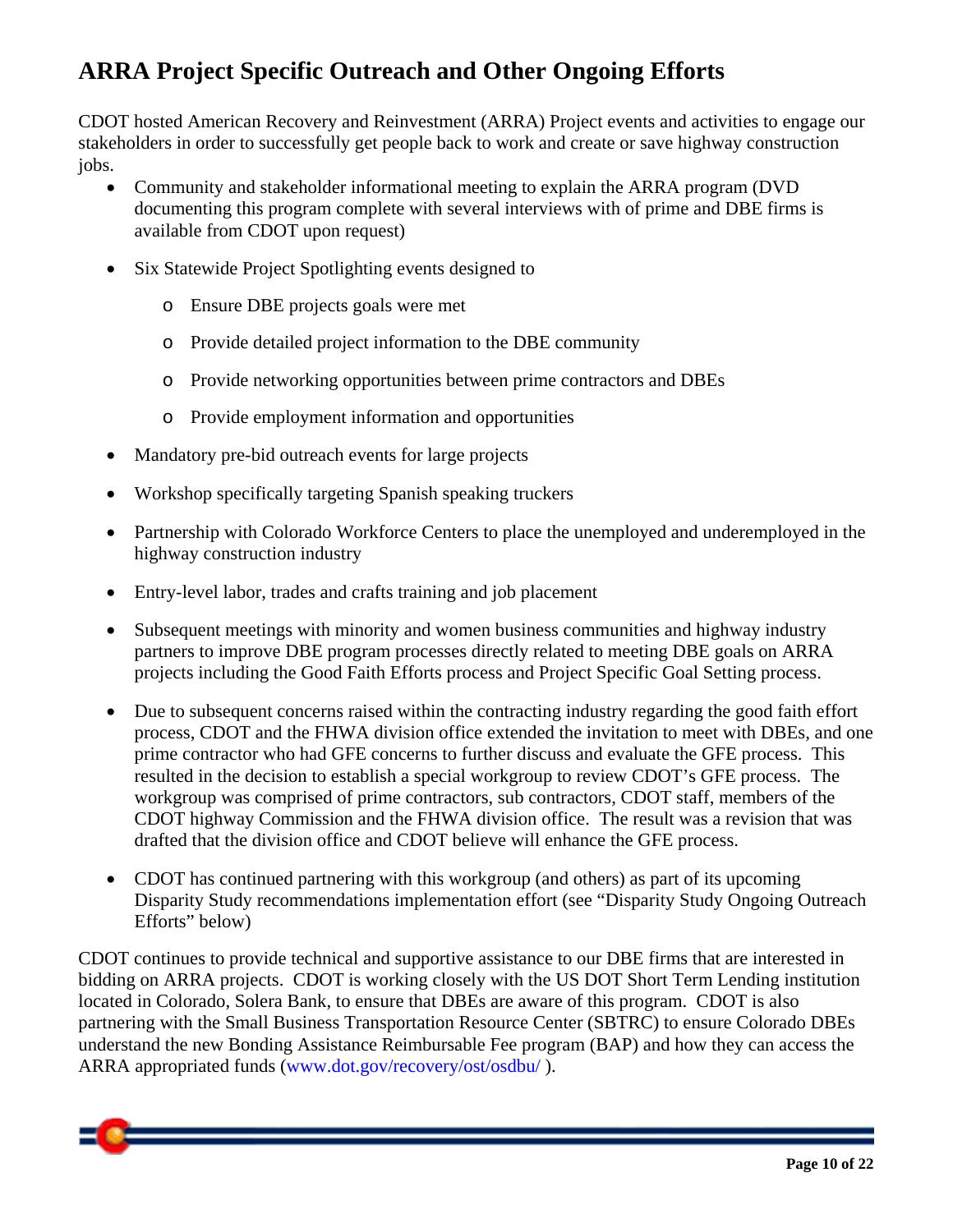# ARRA Project Specific Outreach and Other Ongoing Efforts

CDOT hosted American Recovery and Reinvestment (ARRA) Project events and activities to engage our stakeholders in order to successfully get people back to work and create or save highway construction jobs.

- Community and stakeholder informational meeting to explain the ARRA program (DVD documenting this program complete with several interviews with of prime and DBE firms is available from CDOT upon request)
- Six Statewide Project Spotlighting events designed to
  - Ensure DBE projects goals were met
  - Provide detailed project information to the DBE community
  - Provide networking opportunities between prime contractors and DBEs
  - Provide employment information and opportunities
- Mandatory pre-bid outreach events for large projects
- Workshop specifically targeting Spanish speaking truckers
- Partnership with Colorado Workforce Centers to place the unemployed and underemployed in the highway construction industry
- Entry-level labor, trades and crafts training and job placement
- Subsequent meetings with minority and women business communities and highway industry partners to improve DBE program processes directly related to meeting DBE goals on ARRA projects including the Good Faith Efforts process and Project Specific Goal Setting process.
- Due to subsequent concerns raised within the contracting industry regarding the good faith effort process, CDOT and the FHWA division office extended the invitation to meet with DBEs, and one prime contractor who had GFE concerns to further discuss and evaluate the GFE process. This resulted in the decision to establish a special workgroup to review CDOT's GFE process. The workgroup was comprised of prime contractors, sub contractors, CDOT staff, members of the CDOT highway Commission and the FHWA division office. The result was a revision that was drafted that the division office and CDOT believe will enhance the GFE process.
- CDOT has continued partnering with this workgroup (and others) as part of its upcoming Disparity Study recommendations implementation effort (see "Disparity Study Ongoing Outreach Efforts" below)

CDOT continues to provide technical and supportive assistance to our DBE firms that are interested in bidding on ARRA projects. CDOT is working closely with the US DOT Short Term Lending institution located in Colorado, Solera Bank, to ensure that DBEs are aware of this program. CDOT is also partnering with the Small Business Transportation Resource Center (SBTRC) to ensure Colorado DBEs understand the new Bonding Assistance Reimbursable Fee program (BAP) and how they can access the ARRA appropriated funds (www.dot.gov/recovery/ost/osdbu/ ).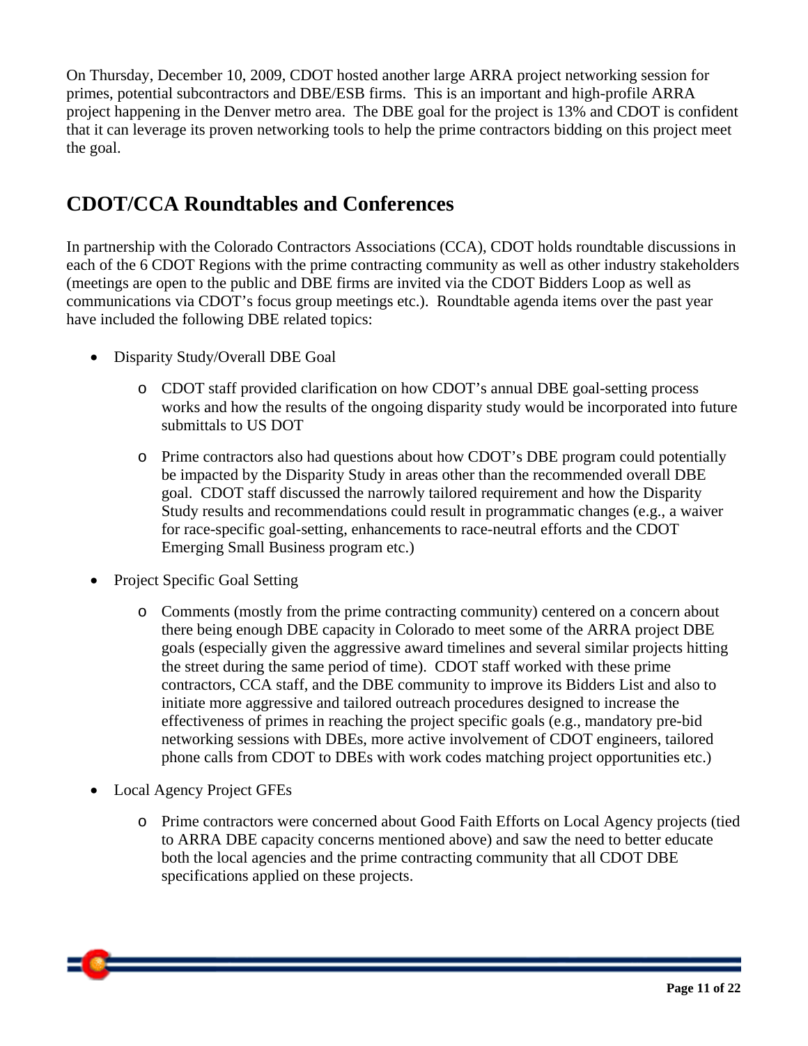On Thursday, December 10, 2009, CDOT hosted another large ARRA project networking session for primes, potential subcontractors and DBE/ESB firms. This is an important and high-profile ARRA project happening in the Denver metro area. The DBE goal for the project is 13% and CDOT is confident that it can leverage its proven networking tools to help the prime contractors bidding on this project meet the goal.

## CDOT/CCA Roundtables and Conferences

In partnership with the Colorado Contractors Associations (CCA), CDOT holds roundtable discussions in each of the 6 CDOT Regions with the prime contracting community as well as other industry stakeholders (meetings are open to the public and DBE firms are invited via the CDOT Bidders Loop as well as communications via CDOT's focus group meetings etc.). Roundtable agenda items over the past year have included the following DBE related topics:

- Disparity Study/Overall DBE Goal
  - CDOT staff provided clarification on how CDOT's annual DBE goal-setting process works and how the results of the ongoing disparity study would be incorporated into future submittals to US DOT
  - Prime contractors also had questions about how CDOT's DBE program could potentially be impacted by the Disparity Study in areas other than the recommended overall DBE goal. CDOT staff discussed the narrowly tailored requirement and how the Disparity Study results and recommendations could result in programmatic changes (e.g., a waiver for race-specific goal-setting, enhancements to race-neutral efforts and the CDOT Emerging Small Business program etc.)
- Project Specific Goal Setting
  - Comments (mostly from the prime contracting community) centered on a concern about there being enough DBE capacity in Colorado to meet some of the ARRA project DBE goals (especially given the aggressive award timelines and several similar projects hitting the street during the same period of time). CDOT staff worked with these prime contractors, CCA staff, and the DBE community to improve its Bidders List and also to initiate more aggressive and tailored outreach procedures designed to increase the effectiveness of primes in reaching the project specific goals (e.g., mandatory pre-bid networking sessions with DBEs, more active involvement of CDOT engineers, tailored phone calls from CDOT to DBEs with work codes matching project opportunities etc.)
- Local Agency Project GFEs
  - Prime contractors were concerned about Good Faith Efforts on Local Agency projects (tied to ARRA DBE capacity concerns mentioned above) and saw the need to better educate both the local agencies and the prime contracting community that all CDOT DBE specifications applied on these projects.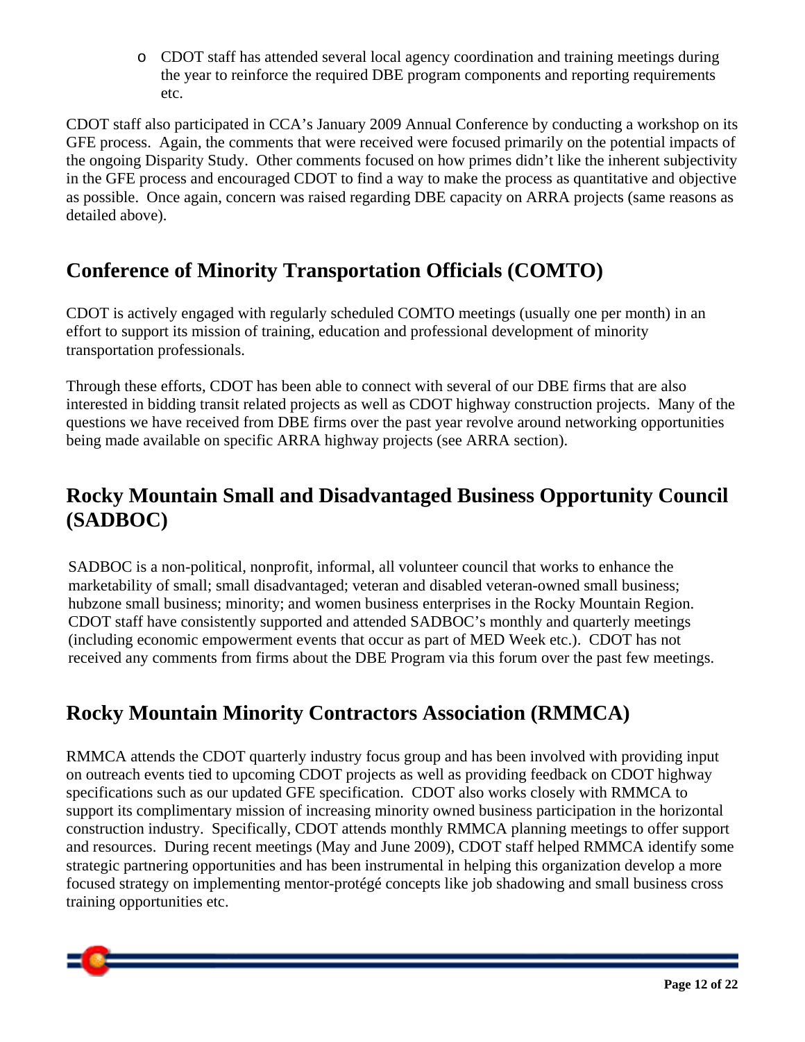- CDOT staff has attended several local agency coordination and training meetings during the year to reinforce the required DBE program components and reporting requirements etc.

CDOT staff also participated in CCA's January 2009 Annual Conference by conducting a workshop on its GFE process. Again, the comments that were received were focused primarily on the potential impacts of the ongoing Disparity Study. Other comments focused on how primes didn't like the inherent subjectivity in the GFE process and encouraged CDOT to find a way to make the process as quantitative and objective as possible. Once again, concern was raised regarding DBE capacity on ARRA projects (same reasons as detailed above).

## Conference of Minority Transportation Officials (COMTO)

CDOT is actively engaged with regularly scheduled COMTO meetings (usually one per month) in an effort to support its mission of training, education and professional development of minority transportation professionals.

Through these efforts, CDOT has been able to connect with several of our DBE firms that are also interested in bidding transit related projects as well as CDOT highway construction projects. Many of the questions we have received from DBE firms over the past year revolve around networking opportunities being made available on specific ARRA highway projects (see ARRA section).

## Rocky Mountain Small and Disadvantaged Business Opportunity Council (SADBOC)

SADBOC is a non-political, nonprofit, informal, all volunteer council that works to enhance the marketability of small; small disadvantaged; veteran and disabled veteran-owned small business; hubzone small business; minority; and women business enterprises in the Rocky Mountain Region. CDOT staff have consistently supported and attended SADBOC's monthly and quarterly meetings (including economic empowerment events that occur as part of MED Week etc.). CDOT has not received any comments from firms about the DBE Program via this forum over the past few meetings.

## Rocky Mountain Minority Contractors Association (RMMCA)

RMMCA attends the CDOT quarterly industry focus group and has been involved with providing input on outreach events tied to upcoming CDOT projects as well as providing feedback on CDOT highway specifications such as our updated GFE specification. CDOT also works closely with RMMCA to support its complimentary mission of increasing minority owned business participation in the horizontal construction industry. Specifically, CDOT attends monthly RMMCA planning meetings to offer support and resources. During recent meetings (May and June 2009), CDOT staff helped RMMCA identify some strategic partnering opportunities and has been instrumental in helping this organization develop a more focused strategy on implementing mentor-protégé concepts like job shadowing and small business cross training opportunities etc.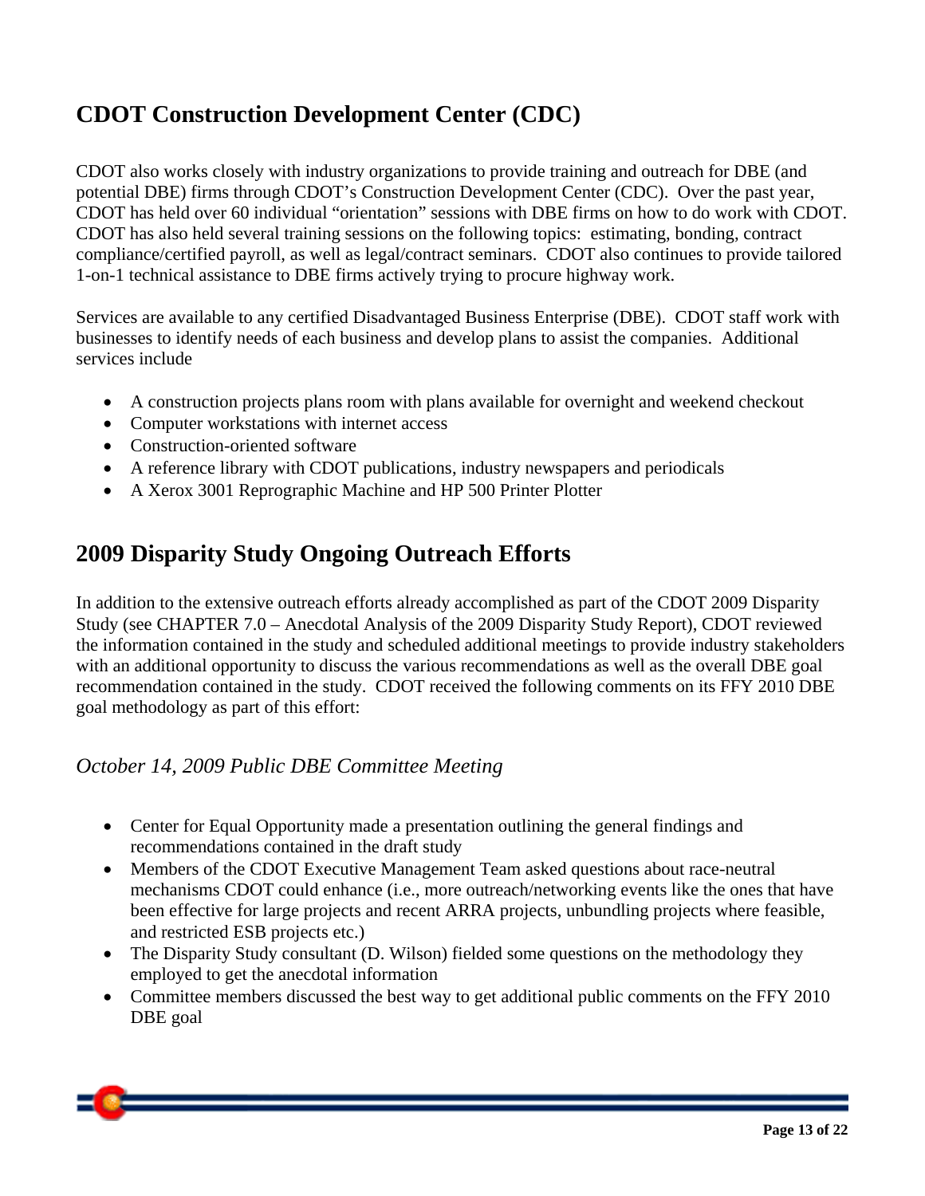## CDOT Construction Development Center (CDC)

CDOT also works closely with industry organizations to provide training and outreach for DBE (and potential DBE) firms through CDOT's Construction Development Center (CDC). Over the past year, CDOT has held over 60 individual "orientation" sessions with DBE firms on how to do work with CDOT. CDOT has also held several training sessions on the following topics: estimating, bonding, contract compliance/certified payroll, as well as legal/contract seminars. CDOT also continues to provide tailored 1-on-1 technical assistance to DBE firms actively trying to procure highway work.

Services are available to any certified Disadvantaged Business Enterprise (DBE). CDOT staff work with businesses to identify needs of each business and develop plans to assist the companies. Additional services include

- A construction projects plans room with plans available for overnight and weekend checkout
- Computer workstations with internet access
- Construction-oriented software
- A reference library with CDOT publications, industry newspapers and periodicals
- A Xerox 3001 Reprographic Machine and HP 500 Printer Plotter

## 2009 Disparity Study Ongoing Outreach Efforts

In addition to the extensive outreach efforts already accomplished as part of the CDOT 2009 Disparity Study (see CHAPTER 7.0 – Anecdotal Analysis of the 2009 Disparity Study Report), CDOT reviewed the information contained in the study and scheduled additional meetings to provide industry stakeholders with an additional opportunity to discuss the various recommendations as well as the overall DBE goal recommendation contained in the study. CDOT received the following comments on its FFY 2010 DBE goal methodology as part of this effort:

### *October 14, 2009 Public DBE Committee Meeting*

- Center for Equal Opportunity made a presentation outlining the general findings and recommendations contained in the draft study
- Members of the CDOT Executive Management Team asked questions about race-neutral mechanisms CDOT could enhance (i.e., more outreach/networking events like the ones that have been effective for large projects and recent ARRA projects, unbundling projects where feasible, and restricted ESB projects etc.)
- The Disparity Study consultant (D. Wilson) fielded some questions on the methodology they employed to get the anecdotal information
- Committee members discussed the best way to get additional public comments on the FFY 2010 DBE goal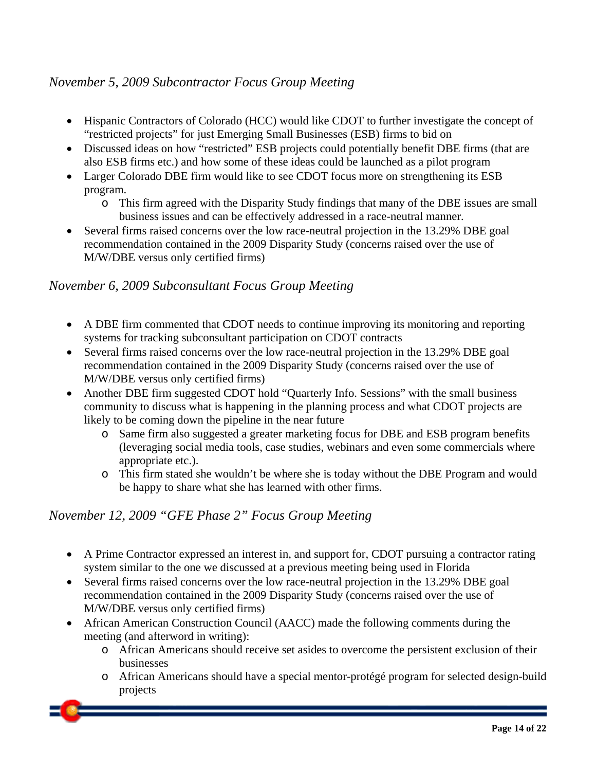*November 5, 2009 Subcontractor Focus Group Meeting*

- Hispanic Contractors of Colorado (HCC) would like CDOT to further investigate the concept of "restricted projects" for just Emerging Small Businesses (ESB) firms to bid on
- Discussed ideas on how "restricted" ESB projects could potentially benefit DBE firms (that are also ESB firms etc.) and how some of these ideas could be launched as a pilot program
- Larger Colorado DBE firm would like to see CDOT focus more on strengthening its ESB program.
  - This firm agreed with the Disparity Study findings that many of the DBE issues are small business issues and can be effectively addressed in a race-neutral manner.
- Several firms raised concerns over the low race-neutral projection in the 13.29% DBE goal recommendation contained in the 2009 Disparity Study (concerns raised over the use of M/W/DBE versus only certified firms)

*November 6, 2009 Subconsultant Focus Group Meeting*

- A DBE firm commented that CDOT needs to continue improving its monitoring and reporting systems for tracking subconsultant participation on CDOT contracts
- Several firms raised concerns over the low race-neutral projection in the 13.29% DBE goal recommendation contained in the 2009 Disparity Study (concerns raised over the use of M/W/DBE versus only certified firms)
- Another DBE firm suggested CDOT hold "Quarterly Info. Sessions" with the small business community to discuss what is happening in the planning process and what CDOT projects are likely to be coming down the pipeline in the near future
  - Same firm also suggested a greater marketing focus for DBE and ESB program benefits (leveraging social media tools, case studies, webinars and even some commercials where appropriate etc.).
  - This firm stated she wouldn't be where she is today without the DBE Program and would be happy to share what she has learned with other firms.

*November 12, 2009 "GFE Phase 2" Focus Group Meeting*

- A Prime Contractor expressed an interest in, and support for, CDOT pursuing a contractor rating system similar to the one we discussed at a previous meeting being used in Florida
- Several firms raised concerns over the low race-neutral projection in the 13.29% DBE goal recommendation contained in the 2009 Disparity Study (concerns raised over the use of M/W/DBE versus only certified firms)
- African American Construction Council (AACC) made the following comments during the meeting (and afterword in writing):
  - African Americans should receive set asides to overcome the persistent exclusion of their businesses
  - African Americans should have a special mentor-protégé program for selected design-build projects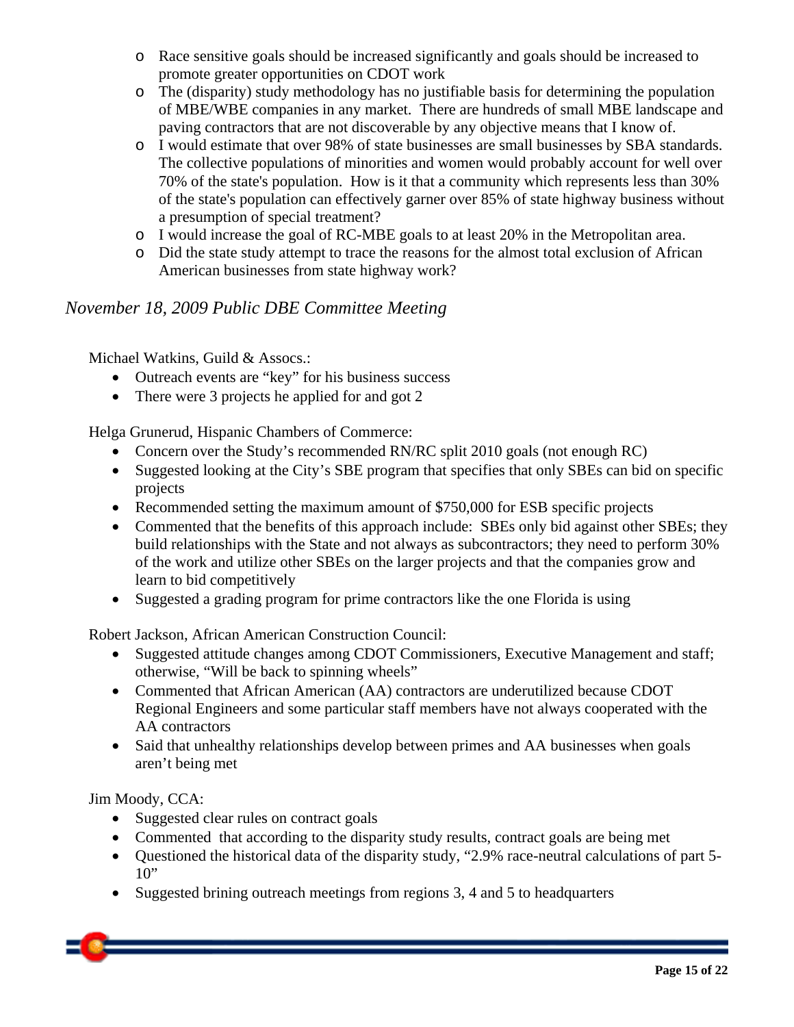- Race sensitive goals should be increased significantly and goals should be increased to promote greater opportunities on CDOT work
- The (disparity) study methodology has no justifiable basis for determining the population of MBE/WBE companies in any market. There are hundreds of small MBE landscape and paving contractors that are not discoverable by any objective means that I know of.
- I would estimate that over 98% of state businesses are small businesses by SBA standards. The collective populations of minorities and women would probably account for well over 70% of the state's population. How is it that a community which represents less than 30% of the state's population can effectively garner over 85% of state highway business without a presumption of special treatment?
- I would increase the goal of RC-MBE goals to at least 20% in the Metropolitan area.
- Did the state study attempt to trace the reasons for the almost total exclusion of African American businesses from state highway work?

### *November 18, 2009 Public DBE Committee Meeting*

Michael Watkins, Guild & Assocs.:

- Outreach events are "key" for his business success
- There were 3 projects he applied for and got 2

Helga Grunerud, Hispanic Chambers of Commerce:

- Concern over the Study's recommended RN/RC split 2010 goals (not enough RC)
- Suggested looking at the City's SBE program that specifies that only SBEs can bid on specific projects
- Recommended setting the maximum amount of $750,000 for ESB specific projects
- Commented that the benefits of this approach include: SBEs only bid against other SBEs; they build relationships with the State and not always as subcontractors; they need to perform 30% of the work and utilize other SBEs on the larger projects and that the companies grow and learn to bid competitively
- Suggested a grading program for prime contractors like the one Florida is using

Robert Jackson, African American Construction Council:

- Suggested attitude changes among CDOT Commissioners, Executive Management and staff; otherwise, "Will be back to spinning wheels"
- Commented that African American (AA) contractors are underutilized because CDOT Regional Engineers and some particular staff members have not always cooperated with the AA contractors
- Said that unhealthy relationships develop between primes and AA businesses when goals aren't being met

Jim Moody, CCA:

- Suggested clear rules on contract goals
- Commented that according to the disparity study results, contract goals are being met
- Questioned the historical data of the disparity study, "2.9% race-neutral calculations of part 5-10"
- Suggested brining outreach meetings from regions 3, 4 and 5 to headquarters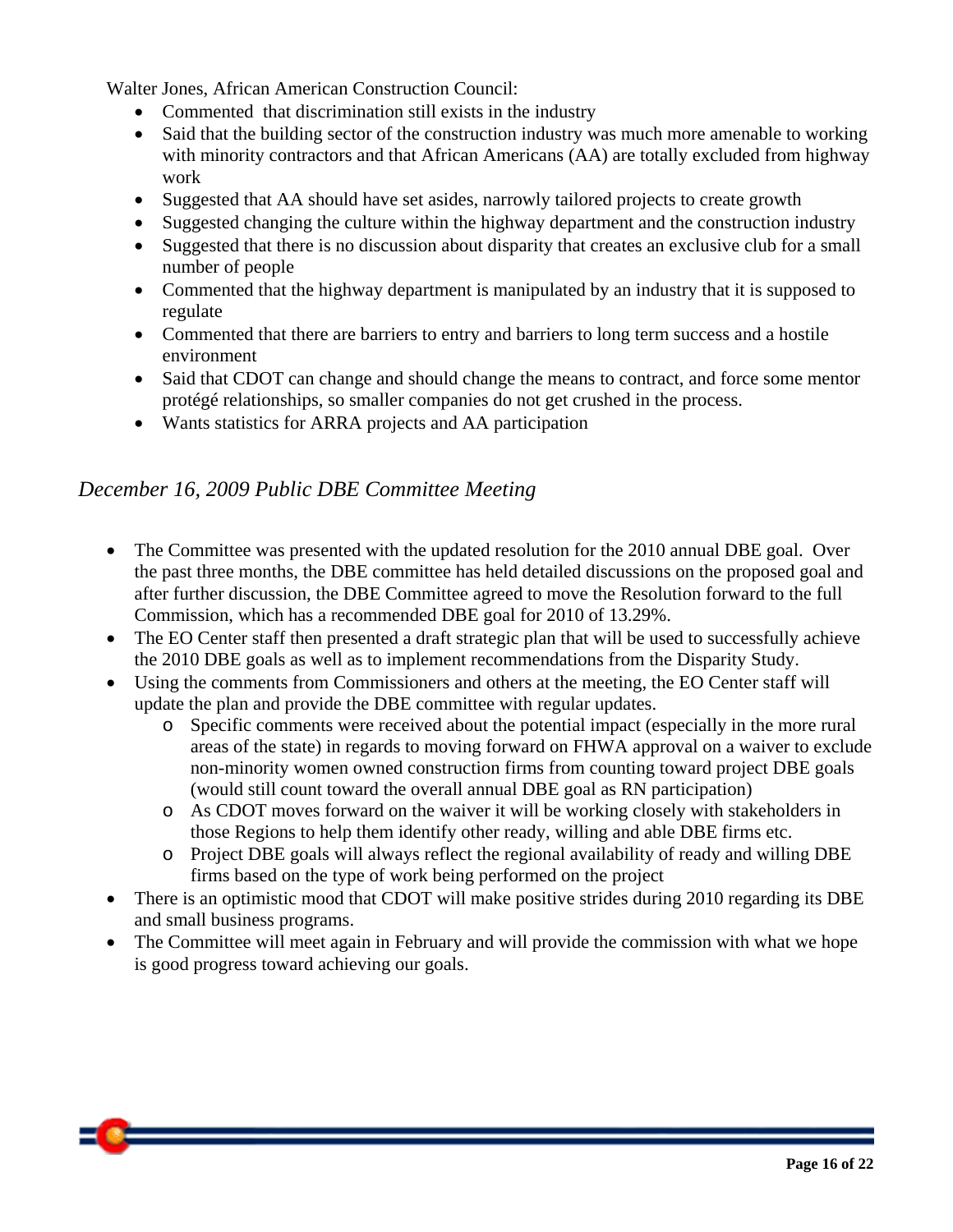Walter Jones, African American Construction Council:

- Commented  that discrimination still exists in the industry
- Said that the building sector of the construction industry was much more amenable to working with minority contractors and that African Americans (AA) are totally excluded from highway work
- Suggested that AA should have set asides, narrowly tailored projects to create growth
- Suggested changing the culture within the highway department and the construction industry
- Suggested that there is no discussion about disparity that creates an exclusive club for a small number of people
- Commented that the highway department is manipulated by an industry that it is supposed to regulate
- Commented that there are barriers to entry and barriers to long term success and a hostile environment
- Said that CDOT can change and should change the means to contract, and force some mentor protégé relationships, so smaller companies do not get crushed in the process.
- Wants statistics for ARRA projects and AA participation

### *December 16, 2009 Public DBE Committee Meeting*

- The Committee was presented with the updated resolution for the 2010 annual DBE goal.  Over the past three months, the DBE committee has held detailed discussions on the proposed goal and after further discussion, the DBE Committee agreed to move the Resolution forward to the full Commission, which has a recommended DBE goal for 2010 of 13.29%.
- The EO Center staff then presented a draft strategic plan that will be used to successfully achieve the 2010 DBE goals as well as to implement recommendations from the Disparity Study.
- Using the comments from Commissioners and others at the meeting, the EO Center staff will update the plan and provide the DBE committee with regular updates.
  - Specific comments were received about the potential impact (especially in the more rural areas of the state) in regards to moving forward on FHWA approval on a waiver to exclude non-minority women owned construction firms from counting toward project DBE goals (would still count toward the overall annual DBE goal as RN participation)
  - As CDOT moves forward on the waiver it will be working closely with stakeholders in those Regions to help them identify other ready, willing and able DBE firms etc.
  - Project DBE goals will always reflect the regional availability of ready and willing DBE firms based on the type of work being performed on the project
- There is an optimistic mood that CDOT will make positive strides during 2010 regarding its DBE and small business programs.
- The Committee will meet again in February and will provide the commission with what we hope is good progress toward achieving our goals.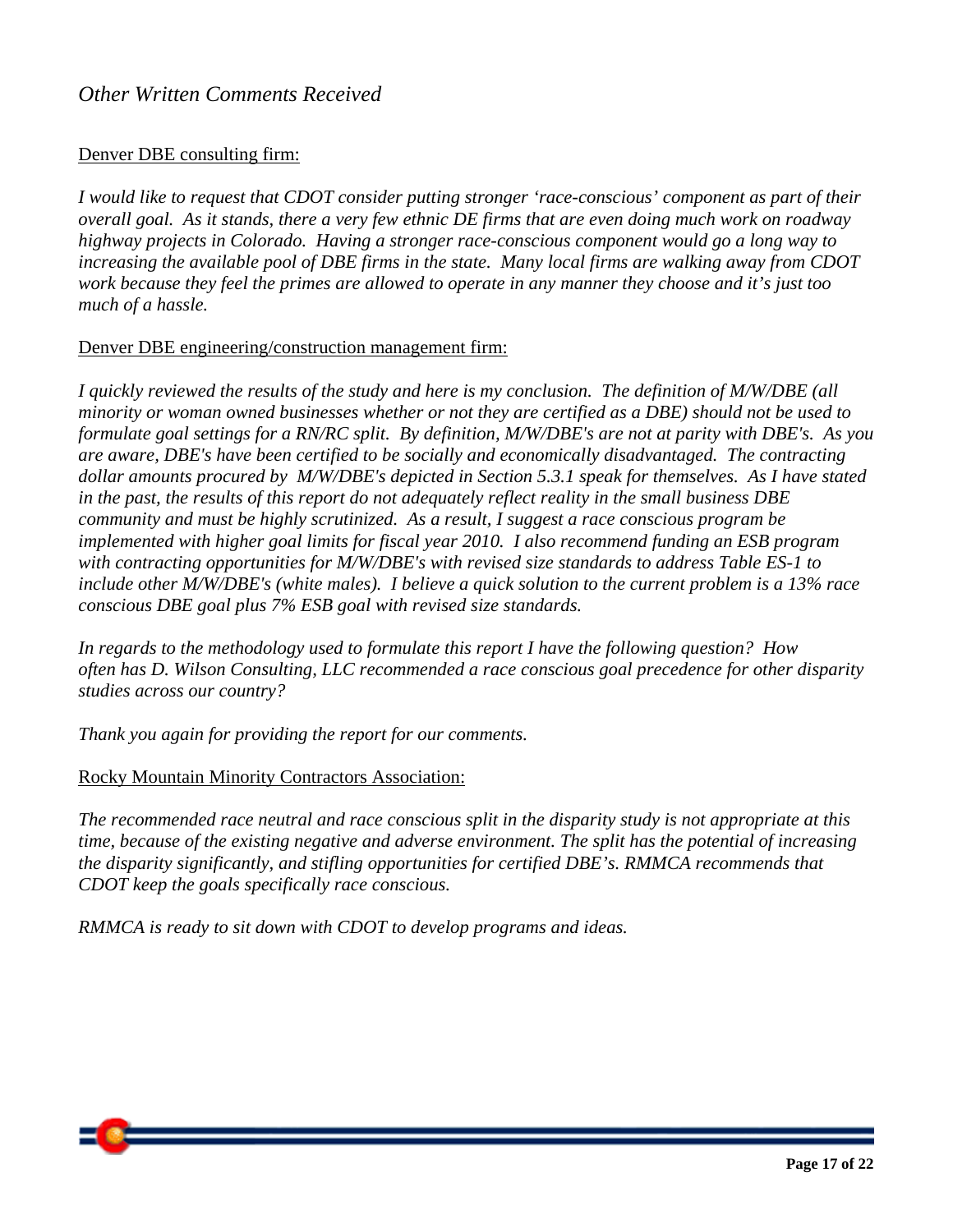## *Other Written Comments Received*

Denver DBE consulting firm:

*I would like to request that CDOT consider putting stronger 'race-conscious' component as part of their overall goal. As it stands, there a very few ethnic DE firms that are even doing much work on roadway highway projects in Colorado. Having a stronger race-conscious component would go a long way to increasing the available pool of DBE firms in the state. Many local firms are walking away from CDOT work because they feel the primes are allowed to operate in any manner they choose and it's just too much of a hassle.*

Denver DBE engineering/construction management firm:

*I quickly reviewed the results of the study and here is my conclusion. The definition of M/W/DBE (all minority or woman owned businesses whether or not they are certified as a DBE) should not be used to formulate goal settings for a RN/RC split. By definition, M/W/DBE's are not at parity with DBE's. As you are aware, DBE's have been certified to be socially and economically disadvantaged. The contracting dollar amounts procured by M/W/DBE's depicted in Section 5.3.1 speak for themselves. As I have stated in the past, the results of this report do not adequately reflect reality in the small business DBE community and must be highly scrutinized. As a result, I suggest a race conscious program be implemented with higher goal limits for fiscal year 2010. I also recommend funding an ESB program with contracting opportunities for M/W/DBE's with revised size standards to address Table ES-1 to include other M/W/DBE's (white males). I believe a quick solution to the current problem is a 13% race conscious DBE goal plus 7% ESB goal with revised size standards.*

*In regards to the methodology used to formulate this report I have the following question? How often has D. Wilson Consulting, LLC recommended a race conscious goal precedence for other disparity studies across our country?*

*Thank you again for providing the report for our comments.*

Rocky Mountain Minority Contractors Association:

*The recommended race neutral and race conscious split in the disparity study is not appropriate at this time, because of the existing negative and adverse environment. The split has the potential of increasing the disparity significantly, and stifling opportunities for certified DBE's. RMMCA recommends that CDOT keep the goals specifically race conscious.*

*RMMCA is ready to sit down with CDOT to develop programs and ideas.*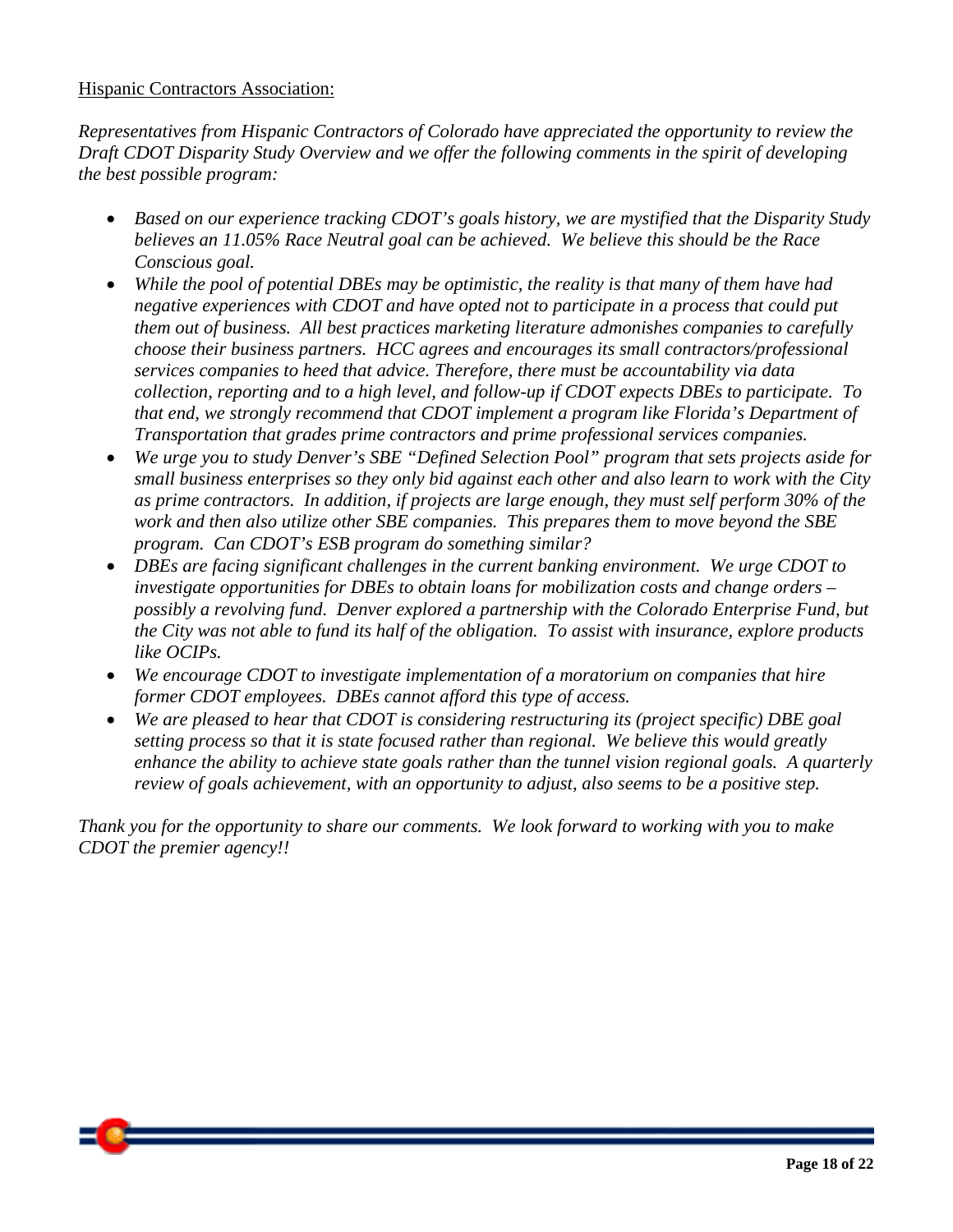Hispanic Contractors Association:

*Representatives from Hispanic Contractors of Colorado have appreciated the opportunity to review the Draft CDOT Disparity Study Overview and we offer the following comments in the spirit of developing the best possible program:*

- *Based on our experience tracking CDOT's goals history, we are mystified that the Disparity Study believes an 11.05% Race Neutral goal can be achieved. We believe this should be the Race Conscious goal.*
- *While the pool of potential DBEs may be optimistic, the reality is that many of them have had negative experiences with CDOT and have opted not to participate in a process that could put them out of business. All best practices marketing literature admonishes companies to carefully choose their business partners. HCC agrees and encourages its small contractors/professional services companies to heed that advice. Therefore, there must be accountability via data collection, reporting and to a high level, and follow-up if CDOT expects DBEs to participate. To that end, we strongly recommend that CDOT implement a program like Florida's Department of Transportation that grades prime contractors and prime professional services companies.*
- *We urge you to study Denver's SBE "Defined Selection Pool" program that sets projects aside for small business enterprises so they only bid against each other and also learn to work with the City as prime contractors. In addition, if projects are large enough, they must self perform 30% of the work and then also utilize other SBE companies. This prepares them to move beyond the SBE program. Can CDOT's ESB program do something similar?*
- *DBEs are facing significant challenges in the current banking environment. We urge CDOT to investigate opportunities for DBEs to obtain loans for mobilization costs and change orders – possibly a revolving fund. Denver explored a partnership with the Colorado Enterprise Fund, but the City was not able to fund its half of the obligation. To assist with insurance, explore products like OCIPs.*
- *We encourage CDOT to investigate implementation of a moratorium on companies that hire former CDOT employees. DBEs cannot afford this type of access.*
- *We are pleased to hear that CDOT is considering restructuring its (project specific) DBE goal setting process so that it is state focused rather than regional. We believe this would greatly enhance the ability to achieve state goals rather than the tunnel vision regional goals. A quarterly review of goals achievement, with an opportunity to adjust, also seems to be a positive step.*

*Thank you for the opportunity to share our comments. We look forward to working with you to make CDOT the premier agency!!*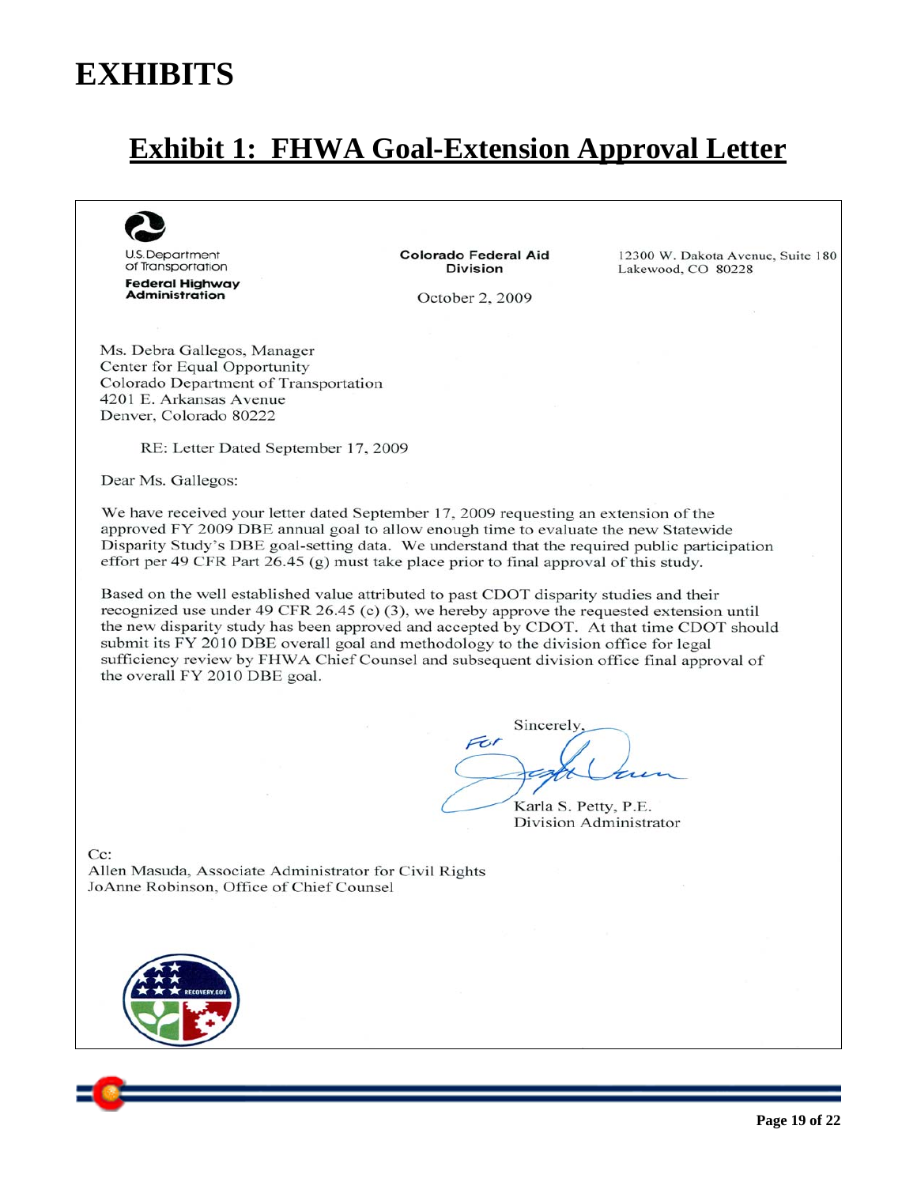# EXHIBITS

## Exhibit 1: FHWA Goal-Extension Approval Letter

U.S. Department of Transportation
**Federal Highway Administration**

**Colorado Federal Aid Division**

12300 W. Dakota Avenue, Suite 180
Lakewood, CO 80228

October 2, 2009

Ms. Debra Gallegos, Manager
Center for Equal Opportunity
Colorado Department of Transportation
4201 E. Arkansas Avenue
Denver, Colorado 80222

RE: Letter Dated September 17, 2009

Dear Ms. Gallegos:

We have received your letter dated September 17, 2009 requesting an extension of the approved FY 2009 DBE annual goal to allow enough time to evaluate the new Statewide Disparity Study's DBE goal-setting data. We understand that the required public participation effort per 49 CFR Part 26.45 (g) must take place prior to final approval of this study.

Based on the well established value attributed to past CDOT disparity studies and their recognized use under 49 CFR 26.45 (c) (3), we hereby approve the requested extension until the new disparity study has been approved and accepted by CDOT. At that time CDOT should submit its FY 2010 DBE overall goal and methodology to the division office for legal sufficiency review by FHWA Chief Counsel and subsequent division office final approval of the overall FY 2010 DBE goal.

Sincerely,

For

Karla S. Petty, P.E.
Division Administrator

Cc:
Allen Masuda, Associate Administrator for Civil Rights
JoAnne Robinson, Office of Chief Counsel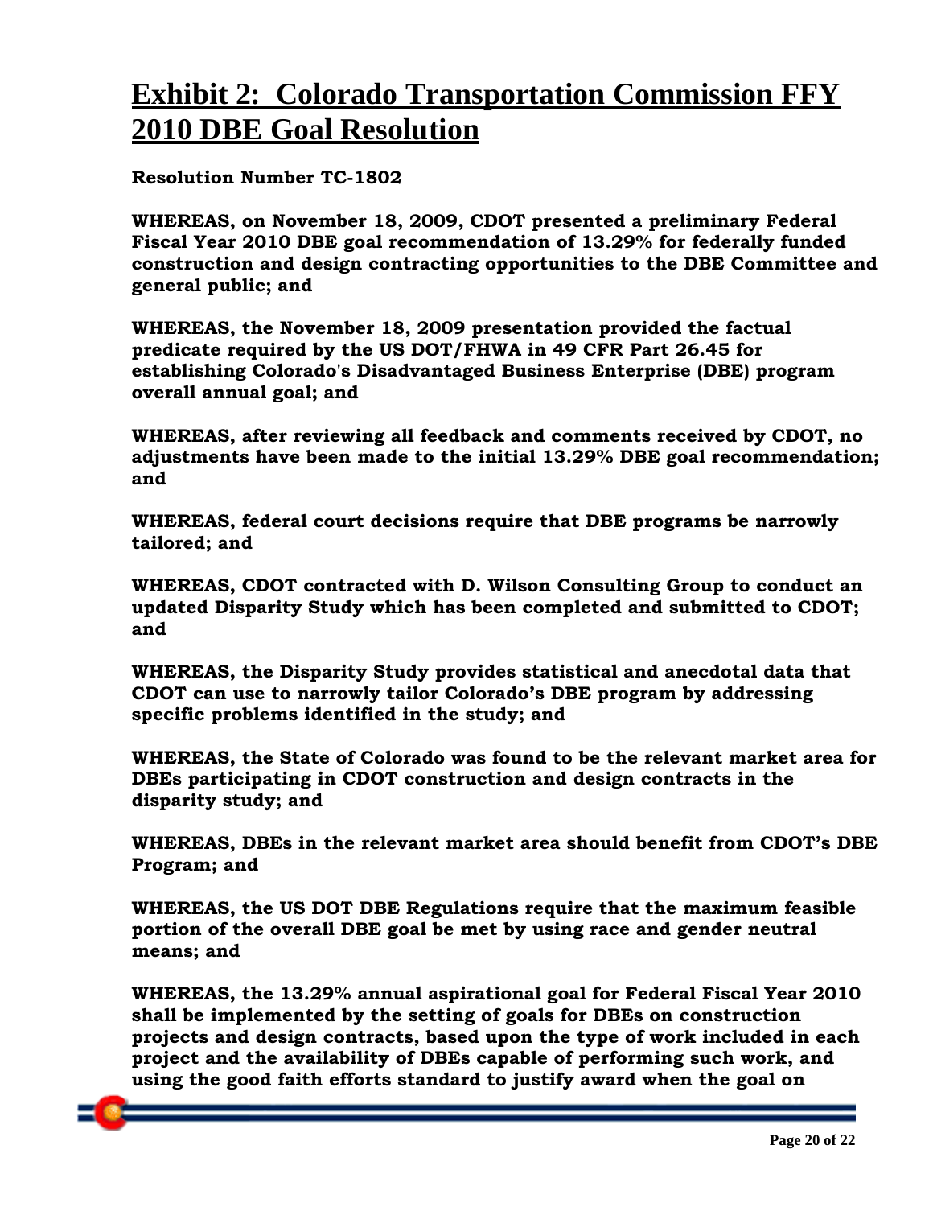# Exhibit 2: Colorado Transportation Commission FFY 2010 DBE Goal Resolution

**Resolution Number TC-1802**

**WHEREAS, on November 18, 2009, CDOT presented a preliminary Federal Fiscal Year 2010 DBE goal recommendation of 13.29% for federally funded construction and design contracting opportunities to the DBE Committee and general public; and**

**WHEREAS, the November 18, 2009 presentation provided the factual predicate required by the US DOT/FHWA in 49 CFR Part 26.45 for establishing Colorado's Disadvantaged Business Enterprise (DBE) program overall annual goal; and**

**WHEREAS, after reviewing all feedback and comments received by CDOT, no adjustments have been made to the initial 13.29% DBE goal recommendation; and**

**WHEREAS, federal court decisions require that DBE programs be narrowly tailored; and**

**WHEREAS, CDOT contracted with D. Wilson Consulting Group to conduct an updated Disparity Study which has been completed and submitted to CDOT; and**

**WHEREAS, the Disparity Study provides statistical and anecdotal data that CDOT can use to narrowly tailor Colorado's DBE program by addressing specific problems identified in the study; and**

**WHEREAS, the State of Colorado was found to be the relevant market area for DBEs participating in CDOT construction and design contracts in the disparity study; and**

**WHEREAS, DBEs in the relevant market area should benefit from CDOT's DBE Program; and**

**WHEREAS, the US DOT DBE Regulations require that the maximum feasible portion of the overall DBE goal be met by using race and gender neutral means; and**

**WHEREAS, the 13.29% annual aspirational goal for Federal Fiscal Year 2010 shall be implemented by the setting of goals for DBEs on construction projects and design contracts, based upon the type of work included in each project and the availability of DBEs capable of performing such work, and using the good faith efforts standard to justify award when the goal on**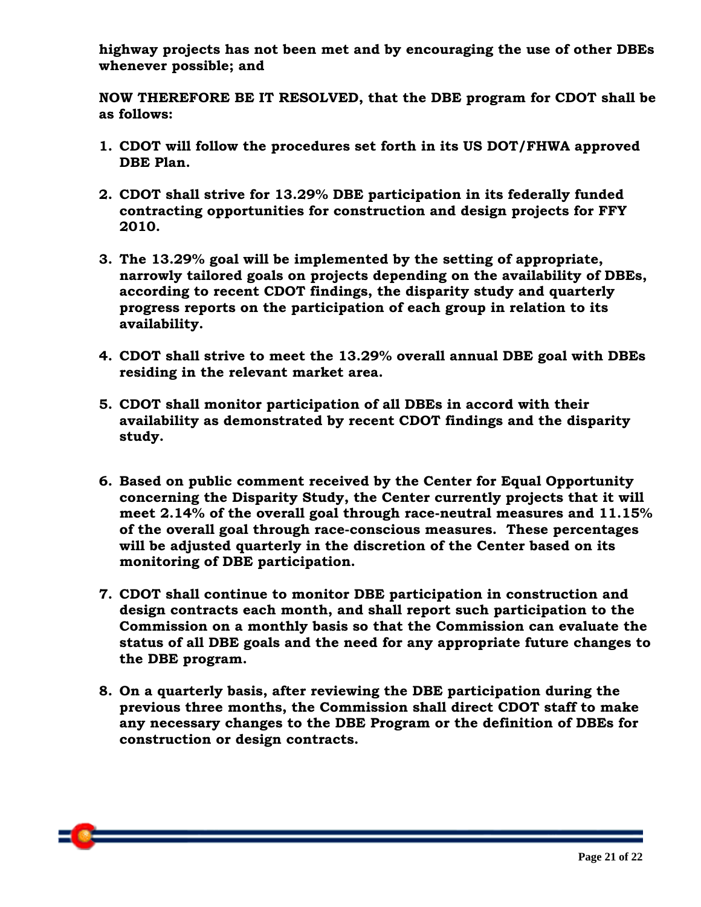**highway projects has not been met and by encouraging the use of other DBEs whenever possible; and**

**NOW THEREFORE BE IT RESOLVED, that the DBE program for CDOT shall be as follows:**

1. **CDOT will follow the procedures set forth in its US DOT/FHWA approved DBE Plan.**

2. **CDOT shall strive for 13.29% DBE participation in its federally funded contracting opportunities for construction and design projects for FFY 2010.**

3. **The 13.29% goal will be implemented by the setting of appropriate, narrowly tailored goals on projects depending on the availability of DBEs, according to recent CDOT findings, the disparity study and quarterly progress reports on the participation of each group in relation to its availability.**

4. **CDOT shall strive to meet the 13.29% overall annual DBE goal with DBEs residing in the relevant market area.**

5. **CDOT shall monitor participation of all DBEs in accord with their availability as demonstrated by recent CDOT findings and the disparity study.**

6. **Based on public comment received by the Center for Equal Opportunity concerning the Disparity Study, the Center currently projects that it will meet 2.14% of the overall goal through race-neutral measures and 11.15% of the overall goal through race-conscious measures. These percentages will be adjusted quarterly in the discretion of the Center based on its monitoring of DBE participation.**

7. **CDOT shall continue to monitor DBE participation in construction and design contracts each month, and shall report such participation to the Commission on a monthly basis so that the Commission can evaluate the status of all DBE goals and the need for any appropriate future changes to the DBE program.**

8. **On a quarterly basis, after reviewing the DBE participation during the previous three months, the Commission shall direct CDOT staff to make any necessary changes to the DBE Program or the definition of DBEs for construction or design contracts.**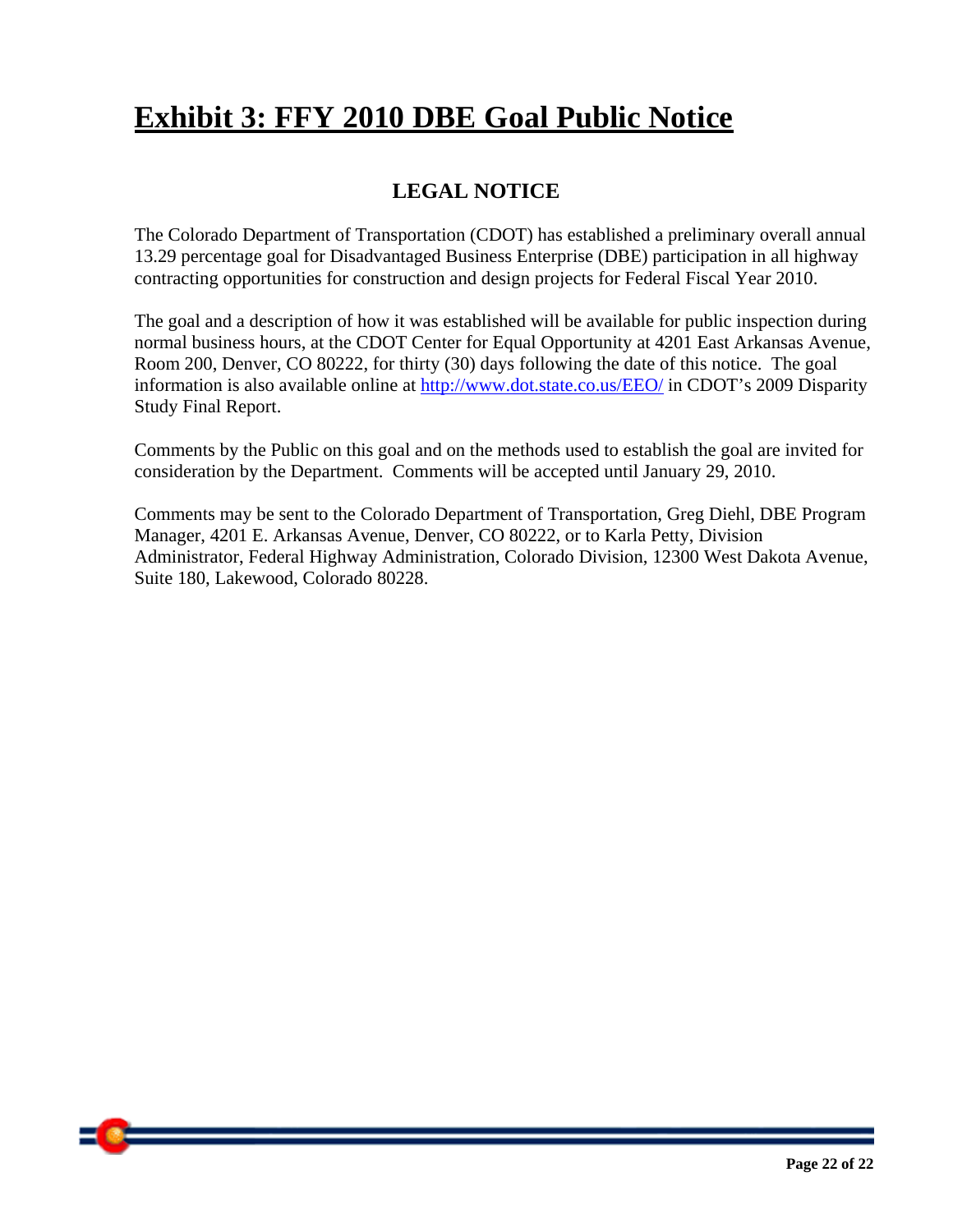# Exhibit 3: FFY 2010 DBE Goal Public Notice

## LEGAL NOTICE

The Colorado Department of Transportation (CDOT) has established a preliminary overall annual 13.29 percentage goal for Disadvantaged Business Enterprise (DBE) participation in all highway contracting opportunities for construction and design projects for Federal Fiscal Year 2010.

The goal and a description of how it was established will be available for public inspection during normal business hours, at the CDOT Center for Equal Opportunity at 4201 East Arkansas Avenue, Room 200, Denver, CO 80222, for thirty (30) days following the date of this notice. The goal information is also available online at http://www.dot.state.co.us/EEO/ in CDOT's 2009 Disparity Study Final Report.

Comments by the Public on this goal and on the methods used to establish the goal are invited for consideration by the Department. Comments will be accepted until January 29, 2010.

Comments may be sent to the Colorado Department of Transportation, Greg Diehl, DBE Program Manager, 4201 E. Arkansas Avenue, Denver, CO 80222, or to Karla Petty, Division Administrator, Federal Highway Administration, Colorado Division, 12300 West Dakota Avenue, Suite 180, Lakewood, Colorado 80228.